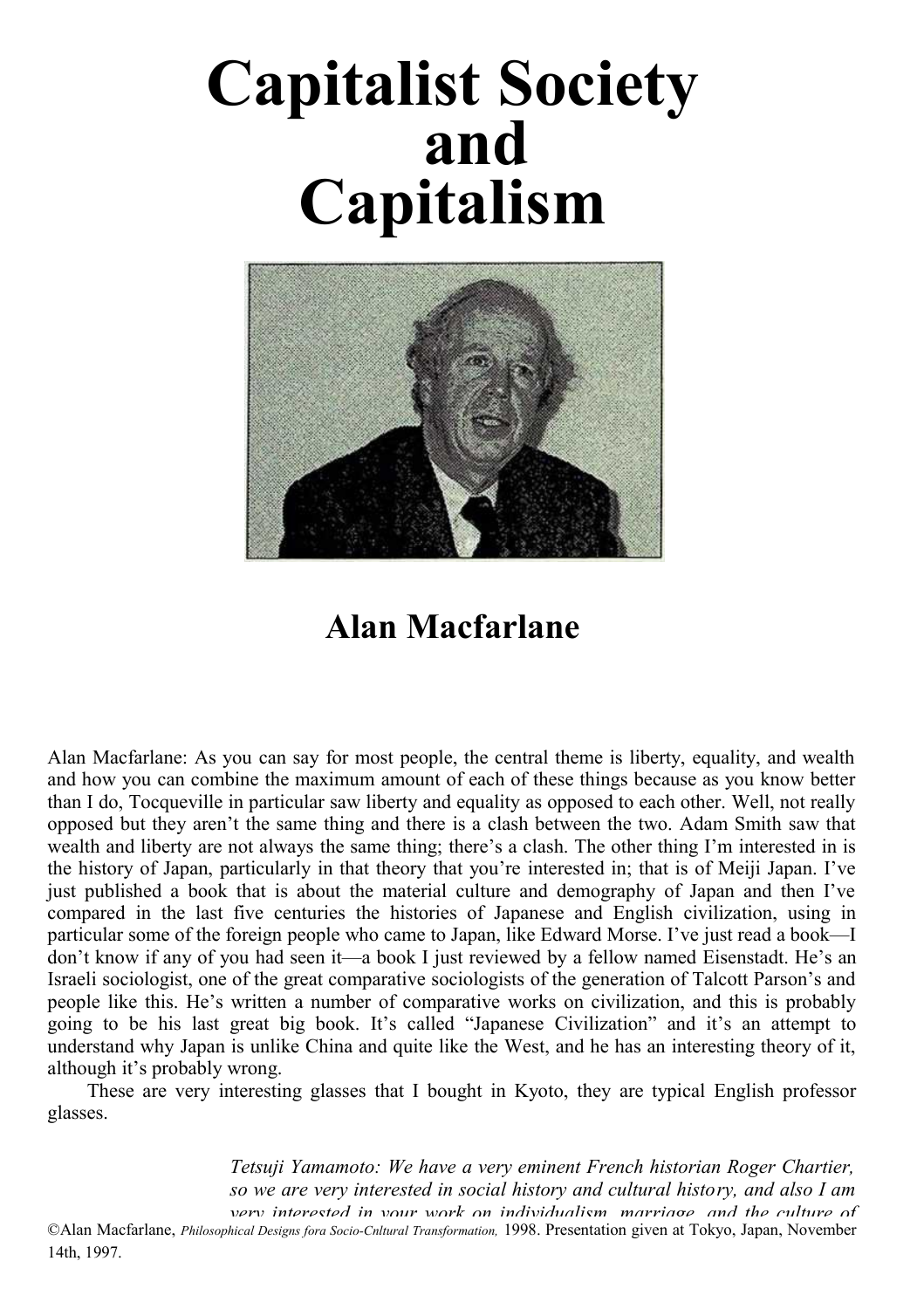# Capitalist Society and Capitalism

## Alan Macfarlane

Alan Macfarlane: As you can say for most people, the central theme is liberty, equality, and wealth and how you can combine the maximum amount of each of these things because as you know better than I do, Tocqueville in particular saw liberty and equality as opposed to each other. Well, not really opposed but they aren't the same thing and there is a clash between the two. Adam Smith saw that wealth and liberty are not always the same thing; there's a clash. The other thing I'm interested in is the history of Japan, particularly in that theory that you're interested in; that is of Meiji Japan. I've just published a book that is about the material culture and demography of Japan and then I've compared in the last five centuries the histories of Japanese and English civilization, using in particular some of the foreign people who came to Japan, like Edward Morse. I've just read a book—I don't know if any of you had seen it—a book I just reviewed by a fellow named Eisenstadt. He's an Israeli sociologist, one of the great comparative sociologists of the generation of Talcott Parson's and people like this. He's written a number of comparative works on civilization, and this is probably going to be his last great big book. It's called "Japanese Civilization" and it's an attempt to understand why Japan is unlike China and quite like the West, and he has an interesting theory of it, although it's probably wrong.

These are very interesting glasses that I bought in Kyoto, they are typical English professor glasses.

> *Tetsuji Yamamoto: We have a very eminent French historian Roger Chartier, so we are very interested in social history and cultural history, and also I am very interested in your work on individualism, marriage, and the culture of*

©Alan Macfarlane, *Philosophical Designs fora Socio-Cnltural Transformation,* 1998. Presentation given at Tokyo, Japan, November 14th, 1997.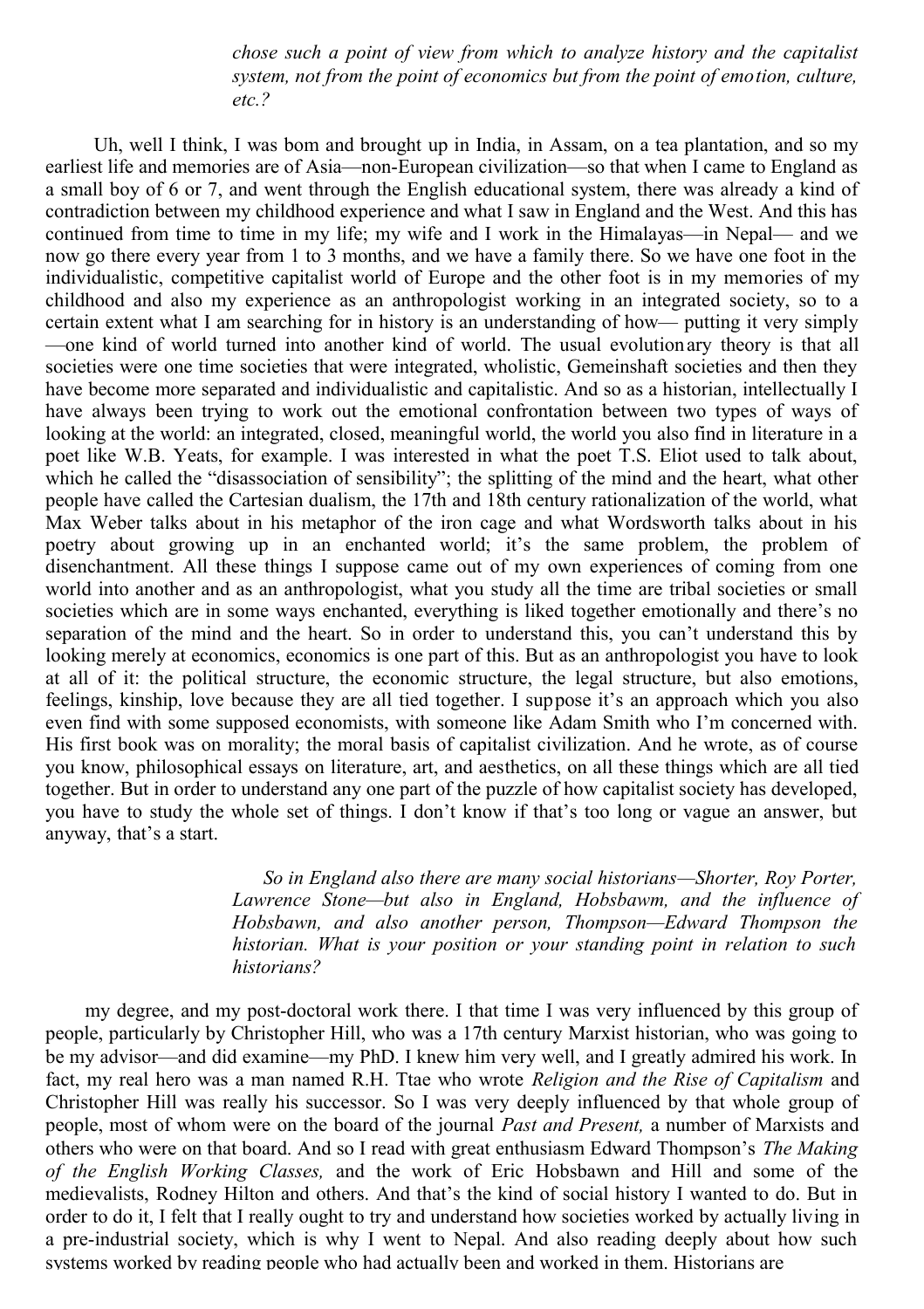*chose such a point of view from which to analyze history and the capitalist system, not from the point of economics but from the point of emotion, culture, etc.?*

Uh, well I think, I was bom and brought up in India, in Assam, on a tea plantation, and so my earliest life and memories are of Asia—non-European civilization—so that when I came to England as a small boy of 6 or 7, and went through the English educational system, there was already a kind of contradiction between my childhood experience and what I saw in England and the West. And this has continued from time to time in my life; my wife and I work in the Himalayas—in Nepal— and we now go there every year from 1 to 3 months, and we have a family there. So we have one foot in the individualistic, competitive capitalist world of Europe and the other foot is in my memories of my childhood and also my experience as an anthropologist working in an integrated society, so to a certain extent what I am searching for in history is an understanding of how— putting it very simply —one kind of world turned into another kind of world. The usual evolutionary theory is that all societies were one time societies that were integrated, wholistic, Gemeinshaft societies and then they have become more separated and individualistic and capitalistic. And so as a historian, intellectually I have always been trying to work out the emotional confrontation between two types of ways of looking at the world: an integrated, closed, meaningful world, the world you also find in literature in a poet like W.B. Yeats, for example. I was interested in what the poet T.S. Eliot used to talk about, which he called the "disassociation of sensibility"; the splitting of the mind and the heart, what other people have called the Cartesian dualism, the 17th and 18th century rationalization of the world, what Max Weber talks about in his metaphor of the iron cage and what Wordsworth talks about in his poetry about growing up in an enchanted world; it's the same problem, the problem of disenchantment. All these things I suppose came out of my own experiences of coming from one world into another and as an anthropologist, what you study all the time are tribal societies or small societies which are in some ways enchanted, everything is liked together emotionally and there's no separation of the mind and the heart. So in order to understand this, you can't understand this by looking merely at economics, economics is one part of this. But as an anthropologist you have to look at all of it: the political structure, the economic structure, the legal structure, but also emotions, feelings, kinship, love because they are all tied together. I suppose it's an approach which you also even find with some supposed economists, with someone like Adam Smith who I'm concerned with. His first book was on morality; the moral basis of capitalist civilization. And he wrote, as of course you know, philosophical essays on literature, art, and aesthetics, on all these things which are all tied together. But in order to understand any one part of the puzzle of how capitalist society has developed, you have to study the whole set of things. I don't know if that's too long or vague an answer, but anyway, that's a start.

*So in England also there are many social historians—Shorter, Roy Porter, Lawrence Stone—but also in England, Hobsbawm, and the influence of Hobsbawn, and also another person, Thompson—Edward Thompson the historian. What is your position or your standing point in relation to such historians?*

my degree, and my post-doctoral work there. I that time I was very influenced by this group of people, particularly by Christopher Hill, who was a 17th century Marxist historian, who was going to be my advisor—and did examine—my PhD. I knew him very well, and I greatly admired his work. In fact, my real hero was a man named R.H. Ttae who wrote *Religion and the Rise of Capitalism* and Christopher Hill was really his successor. So I was very deeply influenced by that whole group of people, most of whom were on the board of the journal *Past and Present,* a number of Marxists and others who were on that board. And so I read with great enthusiasm Edward Thompson's *The Making of the English Working Classes,* and the work of Eric Hobsbawn and Hill and some of the medievalists, Rodney Hilton and others. And that's the kind of social history I wanted to do. But in order to do it, I felt that I really ought to try and understand how societies worked by actually living in a pre-industrial society, which is why I went to Nepal. And also reading deeply about how such systems worked by reading people who had actually been and worked in them. Historians are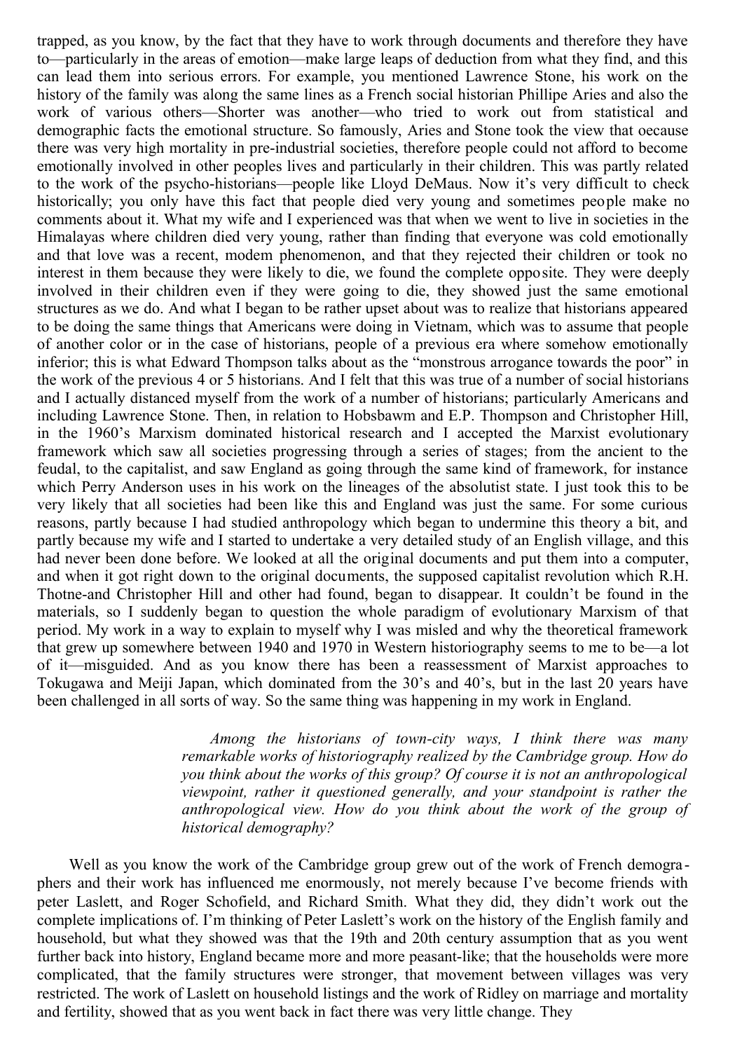trapped, as you know, by the fact that they have to work through documents and therefore they have to—particularly in the areas of emotion—make large leaps of deduction from what they find, and this can lead them into serious errors. For example, you mentioned Lawrence Stone, his work on the history of the family was along the same lines as a French social historian Phillipe Aries and also the work of various others—Shorter was another—who tried to work out from statistical and demographic facts the emotional structure. So famously, Aries and Stone took the view that oecause there was very high mortality in pre-industrial societies, therefore people could not afford to become emotionally involved in other peoples lives and particularly in their children. This was partly related to the work of the psycho-historians—people like Lloyd DeMaus. Now it's very difficult to check historically; you only have this fact that people died very young and sometimes people make no comments about it. What my wife and I experienced was that when we went to live in societies in the Himalayas where children died very young, rather than finding that everyone was cold emotionally and that love was a recent, modem phenomenon, and that they rejected their children or took no interest in them because they were likely to die, we found the complete opposite. They were deeply involved in their children even if they were going to die, they showed just the same emotional structures as we do. And what I began to be rather upset about was to realize that historians appeared to be doing the same things that Americans were doing in Vietnam, which was to assume that people of another color or in the case of historians, people of a previous era where somehow emotionally inferior; this is what Edward Thompson talks about as the "monstrous arrogance towards the poor" in the work of the previous 4 or 5 historians. And I felt that this was true of a number of social historians and I actually distanced myself from the work of a number of historians; particularly Americans and including Lawrence Stone. Then, in relation to Hobsbawm and E.P. Thompson and Christopher Hill, in the 1960's Marxism dominated historical research and I accepted the Marxist evolutionary framework which saw all societies progressing through a series of stages; from the ancient to the feudal, to the capitalist, and saw England as going through the same kind of framework, for instance which Perry Anderson uses in his work on the lineages of the absolutist state. I just took this to be very likely that all societies had been like this and England was just the same. For some curious reasons, partly because I had studied anthropology which began to undermine this theory a bit, and partly because my wife and I started to undertake a very detailed study of an English village, and this had never been done before. We looked at all the original documents and put them into a computer, and when it got right down to the original documents, the supposed capitalist revolution which R.H. Thotne-and Christopher Hill and other had found, began to disappear. It couldn't be found in the materials, so I suddenly began to question the whole paradigm of evolutionary Marxism of that period. My work in a way to explain to myself why I was misled and why the theoretical framework that grew up somewhere between 1940 and 1970 in Western historiography seems to me to be—a lot of it—misguided. And as you know there has been a reassessment of Marxist approaches to Tokugawa and Meiji Japan, which dominated from the 30's and 40's, but in the last 20 years have been challenged in all sorts of way. So the same thing was happening in my work in England.

*Among the historians of town-city ways, I think there was many remarkable works of historiography realized by the Cambridge group. How do you think about the works of this group? Of course it is not an anthropological viewpoint, rather it questioned generally, and your standpoint is rather the anthropological view. How do you think about the work of the group of historical demography?*

Well as you know the work of the Cambridge group grew out of the work of French demographers and their work has influenced me enormously, not merely because I've become friends with peter Laslett, and Roger Schofield, and Richard Smith. What they did, they didn't work out the complete implications of. I'm thinking of Peter Laslett's work on the history of the English family and household, but what they showed was that the 19th and 20th century assumption that as you went further back into history, England became more and more peasant-like; that the households were more complicated, that the family structures were stronger, that movement between villages was very restricted. The work of Laslett on household listings and the work of Ridley on marriage and mortality and fertility, showed that as you went back in fact there was very little change. They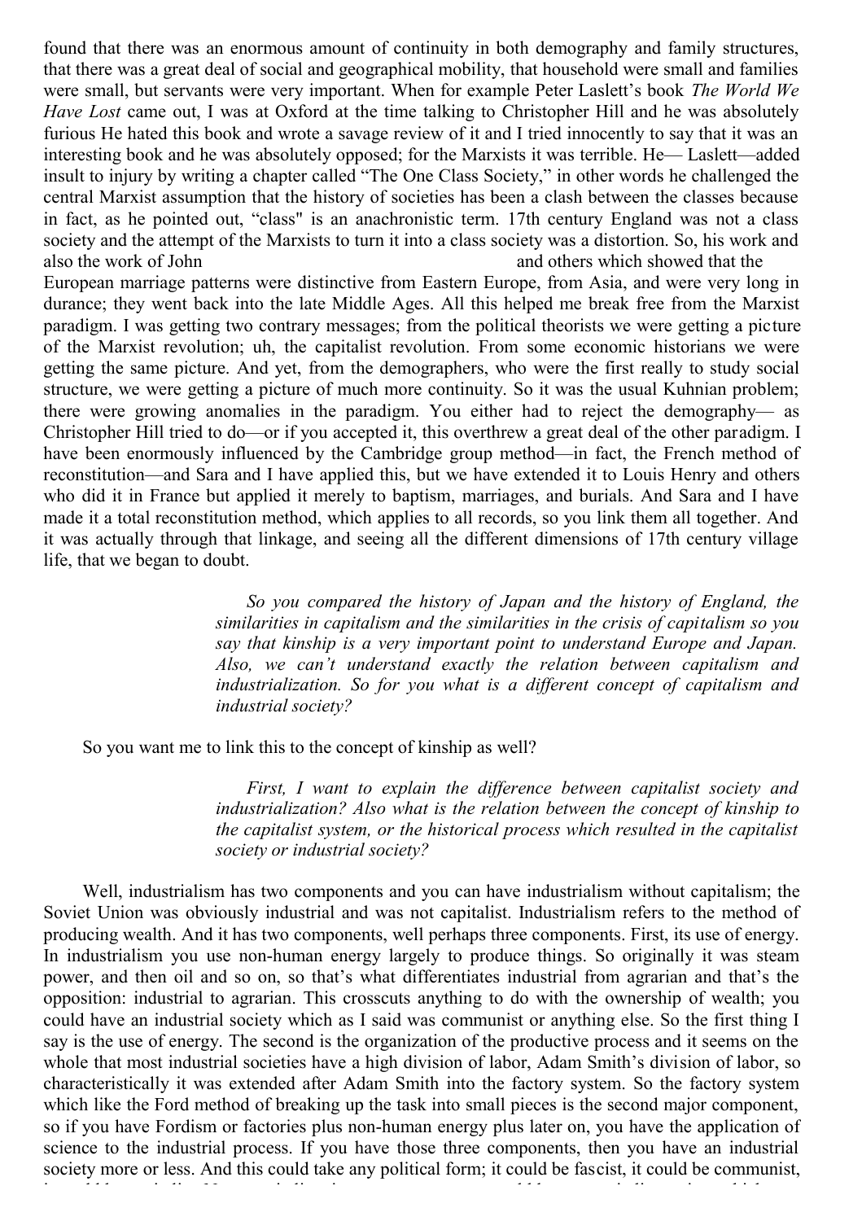found that there was an enormous amount of continuity in both demography and family structures, that there was a great deal of social and geographical mobility, that household were small and families were small, but servants were very important. When for example Peter Laslett's book *The World We Have Lost* came out, I was at Oxford at the time talking to Christopher Hill and he was absolutely furious He hated this book and wrote a savage review of it and I tried innocently to say that it was an interesting book and he was absolutely opposed; for the Marxists it was terrible. He— Laslett—added insult to injury by writing a chapter called "The One Class Society," in other words he challenged the central Marxist assumption that the history of societies has been a clash between the classes because in fact, as he pointed out, "class" is an anachronistic term. 17th century England was not a class society and the attempt of the Marxists to turn it into a class society was a distortion. So, his work and also the work of John and others which showed that the European marriage patterns were distinctive from Eastern Europe, from Asia, and were very long in durance; they went back into the late Middle Ages. All this helped me break free from the Marxist paradigm. I was getting two contrary messages; from the political theorists we were getting a picture of the Marxist revolution; uh, the capitalist revolution. From some economic historians we were getting the same picture. And yet, from the demographers, who were the first really to study social structure, we were getting a picture of much more continuity. So it was the usual Kuhnian problem; there were growing anomalies in the paradigm. You either had to reject the demography— as Christopher Hill tried to do—or if you accepted it, this overthrew a great deal of the other paradigm. I have been enormously influenced by the Cambridge group method—in fact, the French method of reconstitution—and Sara and I have applied this, but we have extended it to Louis Henry and others who did it in France but applied it merely to baptism, marriages, and burials. And Sara and I have made it a total reconstitution method, which applies to all records, so you link them all together. And it was actually through that linkage, and seeing all the different dimensions of 17th century village life, that we began to doubt.

> *So you compared the history of Japan and the history of England, the similarities in capitalism and the similarities in the crisis of capitalism so you say that kinship is a very important point to understand Europe and Japan. Also, we can't understand exactly the relation between capitalism and industrialization. So for you what is a different concept of capitalism and industrial society?*

So you want me to link this to the concept of kinship as well?

> *First, I want to explain the difference between capitalist society and industrialization? Also what is the relation between the concept of kinship to the capitalist system, or the historical process which resulted in the capitalist society or industrial society?*

Well, industrialism has two components and you can have industrialism without capitalism; the Soviet Union was obviously industrial and was not capitalist. Industrialism refers to the method of producing wealth. And it has two components, well perhaps three components. First, its use of energy. In industrialism you use non-human energy largely to produce things. So originally it was steam power, and then oil and so on, so that's what differentiates industrial from agrarian and that's the opposition: industrial to agrarian. This crosscuts anything to do with the ownership of wealth; you could have an industrial society which as I said was communist or anything else. So the first thing I say is the use of energy. The second is the organization of the productive process and it seems on the whole that most industrial societies have a high division of labor, Adam Smith's division of labor, so characteristically it was extended after Adam Smith into the factory system. So the factory system which like the Ford method of breaking up the task into small pieces is the second major component, so if you have Fordism or factories plus non-human energy plus later on, you have the application of science to the industrial process. If you have those three components, then you have an industrial society more or less. And this could take any political form; it could be fascist, it could be communist,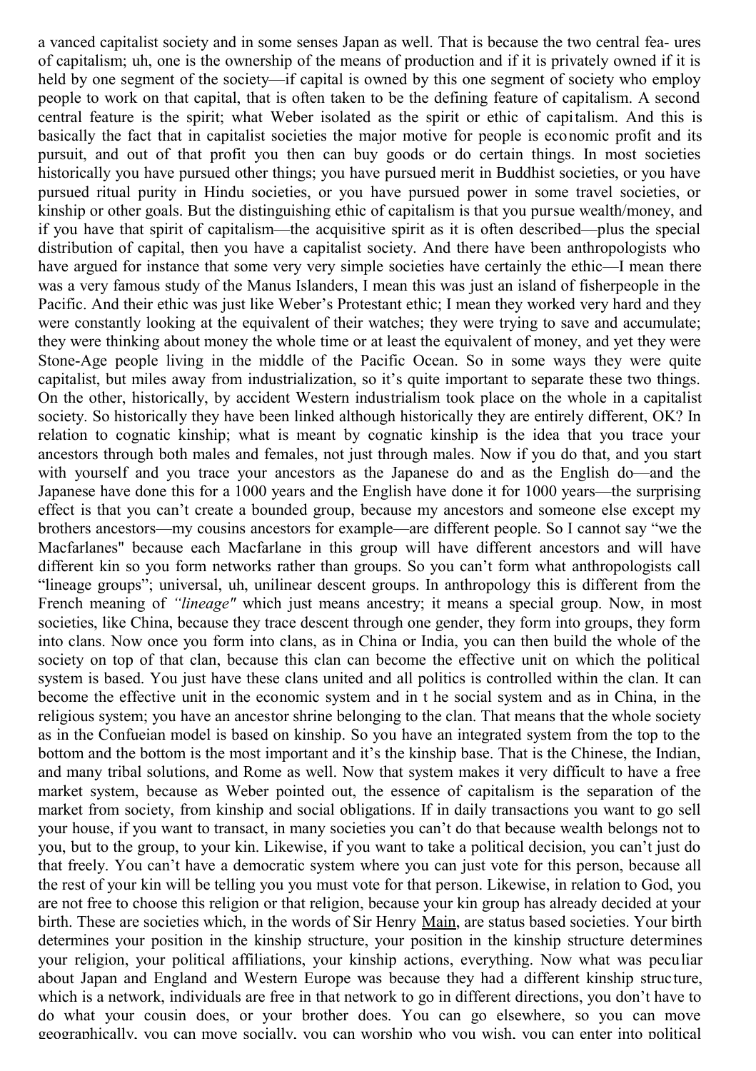a vanced capitalist society and in some senses Japan as well. That is because the two central fea- ures of capitalism; uh, one is the ownership of the means of production and if it is privately owned if it is held by one segment of the society—if capital is owned by this one segment of society who employ people to work on that capital, that is often taken to be the defining feature of capitalism. A second central feature is the spirit; what Weber isolated as the spirit or ethic of capitalism. And this is basically the fact that in capitalist societies the major motive for people is economic profit and its pursuit, and out of that profit you then can buy goods or do certain things. In most societies historically you have pursued other things; you have pursued merit in Buddhist societies, or you have pursued ritual purity in Hindu societies, or you have pursued power in some travel societies, or kinship or other goals. But the distinguishing ethic of capitalism is that you pursue wealth/money, and if you have that spirit of capitalism—the acquisitive spirit as it is often described—plus the special distribution of capital, then you have a capitalist society. And there have been anthropologists who have argued for instance that some very very simple societies have certainly the ethic—I mean there was a very famous study of the Manus Islanders, I mean this was just an island of fisherpeople in the Pacific. And their ethic was just like Weber's Protestant ethic; I mean they worked very hard and they were constantly looking at the equivalent of their watches; they were trying to save and accumulate; they were thinking about money the whole time or at least the equivalent of money, and yet they were Stone-Age people living in the middle of the Pacific Ocean. So in some ways they were quite capitalist, but miles away from industrialization, so it's quite important to separate these two things. On the other, historically, by accident Western industrialism took place on the whole in a capitalist society. So historically they have been linked although historically they are entirely different, OK? In relation to cognatic kinship; what is meant by cognatic kinship is the idea that you trace your ancestors through both males and females, not just through males. Now if you do that, and you start with yourself and you trace your ancestors as the Japanese do and as the English do—and the Japanese have done this for a 1000 years and the English have done it for 1000 years—the surprising effect is that you can't create a bounded group, because my ancestors and someone else except my brothers ancestors—my cousins ancestors for example—are different people. So I cannot say "we the Macfarlanes" because each Macfarlane in this group will have different ancestors and will have different kin so you form networks rather than groups. So you can't form what anthropologists call "lineage groups"; universal, uh, unilinear descent groups. In anthropology this is different from the French meaning of *"lineage"* which just means ancestry; it means a special group. Now, in most societies, like China, because they trace descent through one gender, they form into groups, they form into clans. Now once you form into clans, as in China or India, you can then build the whole of the society on top of that clan, because this clan can become the effective unit on which the political system is based. You just have these clans united and all politics is controlled within the clan. It can become the effective unit in the economic system and in t he social system and as in China, in the religious system; you have an ancestor shrine belonging to the clan. That means that the whole society as in the Confucian model is based on kinship. So you have an integrated system from the top to the bottom and the bottom is the most important and it's the kinship base. That is the Chinese, the Indian, and many tribal solutions, and Rome as well. Now that system makes it very difficult to have a free market system, because as Weber pointed out, the essence of capitalism is the separation of the market from society, from kinship and social obligations. If in daily transactions you want to go sell your house, if you want to transact, in many societies you can't do that because wealth belongs not to you, but to the group, to your kin. Likewise, if you want to take a political decision, you can't just do that freely. You can't have a democratic system where you can just vote for this person, because all the rest of your kin will be telling you you must vote for that person. Likewise, in relation to God, you are not free to choose this religion or that religion, because your kin group has already decided at your birth. These are societies which, in the words of Sir Henry Main, are status based societies. Your birth determines your position in the kinship structure, your position in the kinship structure determines your religion, your political affiliations, your kinship actions, everything. Now what was peculiar about Japan and England and Western Europe was because they had a different kinship structure, which is a network, individuals are free in that network to go in different directions, you don't have to do what your cousin does, or your brother does. You can go elsewhere, so you can move geographically, you can move socially, you can worship who you wish, you can enter into political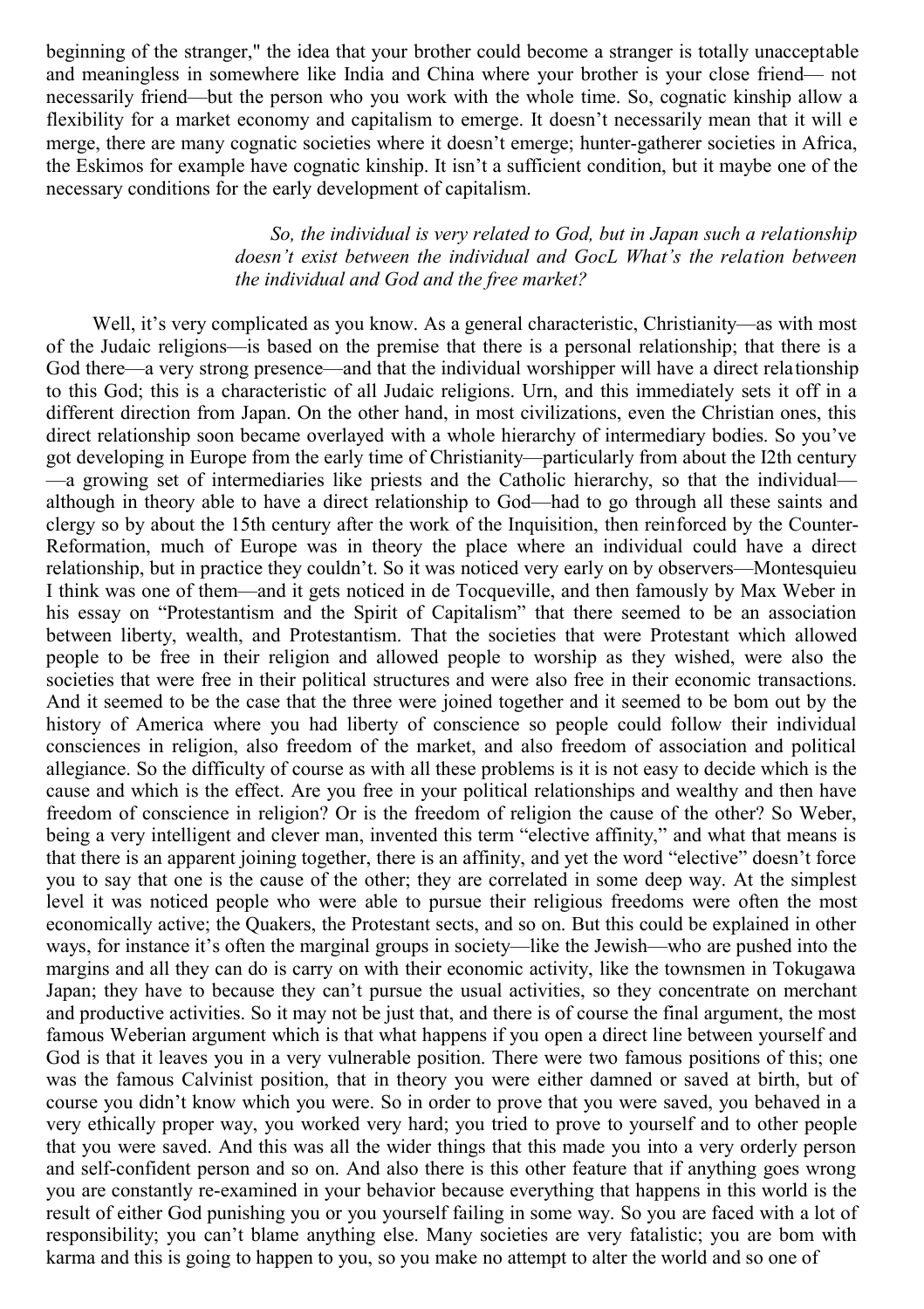beginning of the stranger," the idea that your brother could become a stranger is totally unacceptable and meaningless in somewhere like India and China where your brother is your close friend— not necessarily friend—but the person who you work with the whole time. So, cognatic kinship allow a flexibility for a market economy and capitalism to emerge. It doesn't necessarily mean that it will e merge, there are many cognatic societies where it doesn't emerge; hunter-gatherer societies in Africa, the Eskimos for example have cognatic kinship. It isn't a sufficient condition, but it maybe one of the necessary conditions for the early development of capitalism.

*So, the individual is very related to God, but in Japan such a relationship doesn't exist between the individual and GocL What's the relation between the individual and God and the free market?*

Well, it's very complicated as you know. As a general characteristic, Christianity—as with most of the Judaic religions—is based on the premise that there is a personal relationship; that there is a God there—a very strong presence—and that the individual worshipper will have a direct relationship to this God; this is a characteristic of all Judaic religions. Urn, and this immediately sets it off in a different direction from Japan. On the other hand, in most civilizations, even the Christian ones, this direct relationship soon became overlayed with a whole hierarchy of intermediary bodies. So you've got developing in Europe from the early time of Christianity—particularly from about the I2th century—a growing set of intermediaries like priests and the Catholic hierarchy, so that the individual—although in theory able to have a direct relationship to God—had to go through all these saints and clergy so by about the 15th century after the work of the Inquisition, then reinforced by the Counter-Reformation, much of Europe was in theory the place where an individual could have a direct relationship, but in practice they couldn't. So it was noticed very early on by observers—Montesquieu I think was one of them—and it gets noticed in de Tocqueville, and then famously by Max Weber in his essay on "Protestantism and the Spirit of Capitalism" that there seemed to be an association between liberty, wealth, and Protestantism. That the societies that were Protestant which allowed people to be free in their religion and allowed people to worship as they wished, were also the societies that were free in their political structures and were also free in their economic transactions. And it seemed to be the case that the three were joined together and it seemed to be bom out by the history of America where you had liberty of conscience so people could follow their individual consciences in religion, also freedom of the market, and also freedom of association and political allegiance. So the difficulty of course as with all these problems is it is not easy to decide which is the cause and which is the effect. Are you free in your political relationships and wealthy and then have freedom of conscience in religion? Or is the freedom of religion the cause of the other? So Weber, being a very intelligent and clever man, invented this term "elective affinity," and what that means is that there is an apparent joining together, there is an affinity, and yet the word "elective" doesn't force you to say that one is the cause of the other; they are correlated in some deep way. At the simplest level it was noticed people who were able to pursue their religious freedoms were often the most economically active; the Quakers, the Protestant sects, and so on. But this could be explained in other ways, for instance it's often the marginal groups in society—like the Jewish—who are pushed into the margins and all they can do is carry on with their economic activity, like the townsmen in Tokugawa Japan; they have to because they can't pursue the usual activities, so they concentrate on merchant and productive activities. So it may not be just that, and there is of course the final argument, the most famous Weberian argument which is that what happens if you open a direct line between yourself and God is that it leaves you in a very vulnerable position. There were two famous positions of this; one was the famous Calvinist position, that in theory you were either damned or saved at birth, but of course you didn't know which you were. So in order to prove that you were saved, you behaved in a very ethically proper way, you worked very hard; you tried to prove to yourself and to other people that you were saved. And this was all the wider things that this made you into a very orderly person and self-confident person and so on. And also there is this other feature that if anything goes wrong you are constantly re-examined in your behavior because everything that happens in this world is the result of either God punishing you or you yourself failing in some way. So you are faced with a lot of responsibility; you can't blame anything else. Many societies are very fatalistic; you are bom with karma and this is going to happen to you, so you make no attempt to alter the world and so one of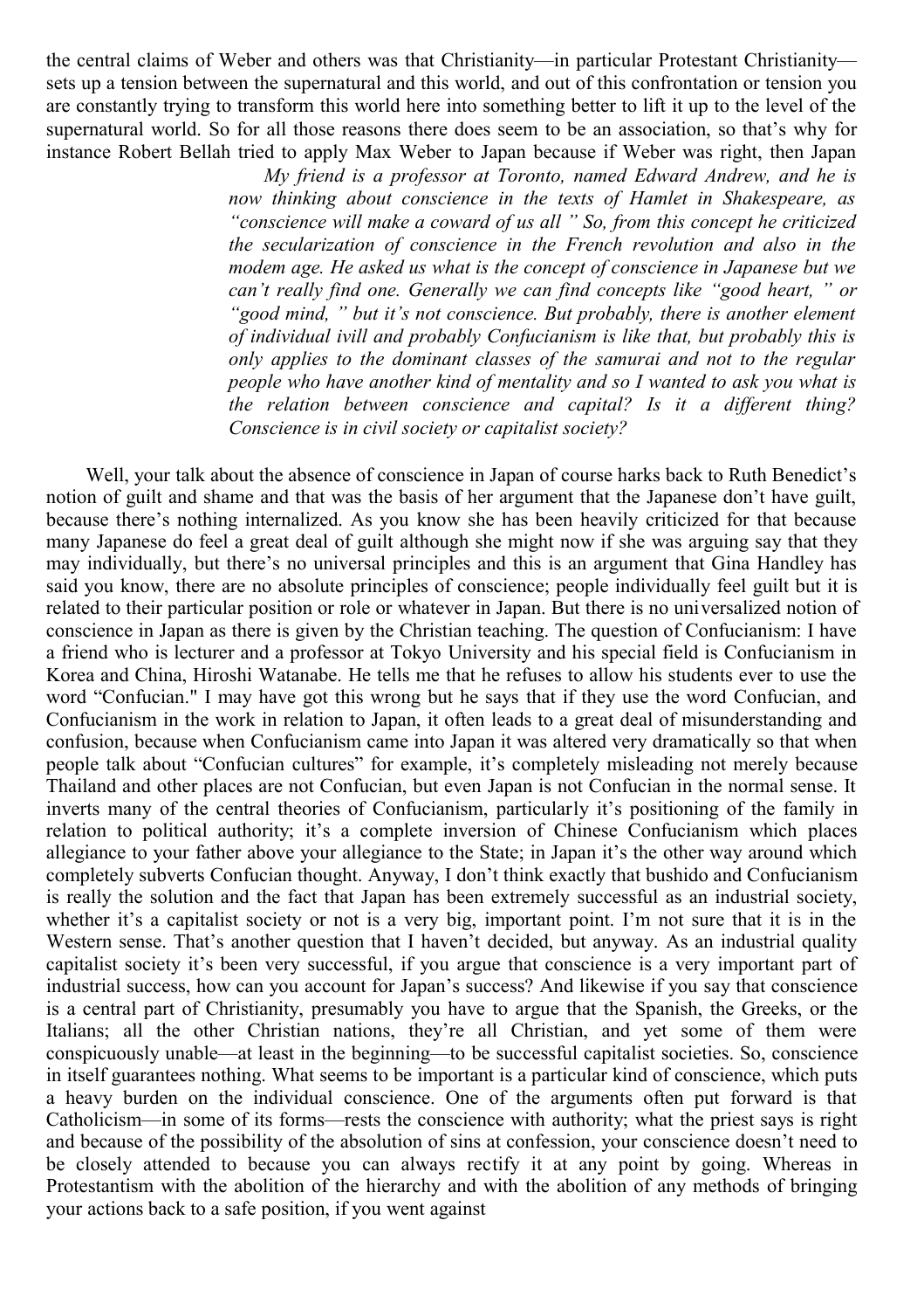the central claims of Weber and others was that Christianity—in particular Protestant Christianity—sets up a tension between the supernatural and this world, and out of this confrontation or tension you are constantly trying to transform this world here into something better to lift it up to the level of the supernatural world. So for all those reasons there does seem to be an association, so that's why for instance Robert Bellah tried to apply Max Weber to Japan because if Weber was right, then Japan

> *My friend is a professor at Toronto, named Edward Andrew, and he is now thinking about conscience in the texts of Hamlet in Shakespeare, as "conscience will make a coward of us all " So, from this concept he criticized the secularization of conscience in the French revolution and also in the modem age. He asked us what is the concept of conscience in Japanese but we can't really find one. Generally we can find concepts like "good heart, " or "good mind, " but it's not conscience. But probably, there is another element of individual ivill and probably Confucianism is like that, but probably this is only applies to the dominant classes of the samurai and not to the regular people who have another kind of mentality and so I wanted to ask you what is the relation between conscience and capital? Is it a different thing? Conscience is in civil society or capitalist society?*

Well, your talk about the absence of conscience in Japan of course harks back to Ruth Benedict's notion of guilt and shame and that was the basis of her argument that the Japanese don't have guilt, because there's nothing internalized. As you know she has been heavily criticized for that because many Japanese do feel a great deal of guilt although she might now if she was arguing say that they may individually, but there's no universal principles and this is an argument that Gina Handley has said you know, there are no absolute principles of conscience; people individually feel guilt but it is related to their particular position or role or whatever in Japan. But there is no universalized notion of conscience in Japan as there is given by the Christian teaching. The question of Confucianism: I have a friend who is lecturer and a professor at Tokyo University and his special field is Confucianism in Korea and China, Hiroshi Watanabe. He tells me that he refuses to allow his students ever to use the word "Confucian." I may have got this wrong but he says that if they use the word Confucian, and Confucianism in the work in relation to Japan, it often leads to a great deal of misunderstanding and confusion, because when Confucianism came into Japan it was altered very dramatically so that when people talk about "Confucian cultures" for example, it's completely misleading not merely because Thailand and other places are not Confucian, but even Japan is not Confucian in the normal sense. It inverts many of the central theories of Confucianism, particularly it's positioning of the family in relation to political authority; it's a complete inversion of Chinese Confucianism which places allegiance to your father above your allegiance to the State; in Japan it's the other way around which completely subverts Confucian thought. Anyway, I don't think exactly that bushido and Confucianism is really the solution and the fact that Japan has been extremely successful as an industrial society, whether it's a capitalist society or not is a very big, important point. I'm not sure that it is in the Western sense. That's another question that I haven't decided, but anyway. As an industrial quality capitalist society it's been very successful, if you argue that conscience is a very important part of industrial success, how can you account for Japan's success? And likewise if you say that conscience is a central part of Christianity, presumably you have to argue that the Spanish, the Greeks, or the Italians; all the other Christian nations, they're all Christian, and yet some of them were conspicuously unable—at least in the beginning—to be successful capitalist societies. So, conscience in itself guarantees nothing. What seems to be important is a particular kind of conscience, which puts a heavy burden on the individual conscience. One of the arguments often put forward is that Catholicism—in some of its forms—rests the conscience with authority; what the priest says is right and because of the possibility of the absolution of sins at confession, your conscience doesn't need to be closely attended to because you can always rectify it at any point by going. Whereas in Protestantism with the abolition of the hierarchy and with the abolition of any methods of bringing your actions back to a safe position, if you went against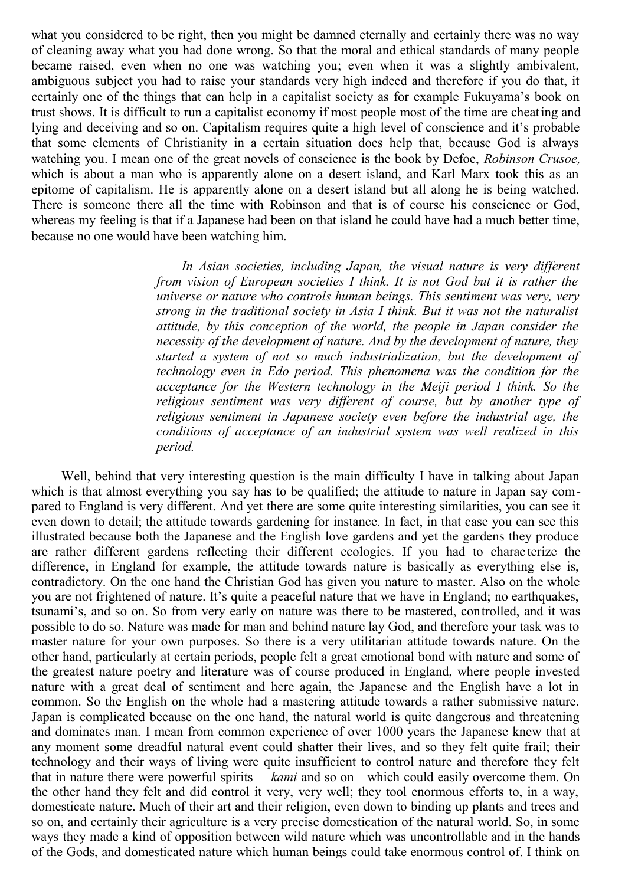what you considered to be right, then you might be damned eternally and certainly there was no way of cleaning away what you had done wrong. So that the moral and ethical standards of many people became raised, even when no one was watching you; even when it was a slightly ambivalent, ambiguous subject you had to raise your standards very high indeed and therefore if you do that, it certainly one of the things that can help in a capitalist society as for example Fukuyama's book on trust shows. It is difficult to run a capitalist economy if most people most of the time are cheating and lying and deceiving and so on. Capitalism requires quite a high level of conscience and it's probable that some elements of Christianity in a certain situation does help that, because God is always watching you. I mean one of the great novels of conscience is the book by Defoe, *Robinson Crusoe,* which is about a man who is apparently alone on a desert island, and Karl Marx took this as an epitome of capitalism. He is apparently alone on a desert island but all along he is being watched. There is someone there all the time with Robinson and that is of course his conscience or God, whereas my feeling is that if a Japanese had been on that island he could have had a much better time, because no one would have been watching him.

> *In Asian societies, including Japan, the visual nature is very different from vision of European societies I think. It is not God but it is rather the universe or nature who controls human beings. This sentiment was very, very strong in the traditional society in Asia I think. But it was not the naturalist attitude, by this conception of the world, the people in Japan consider the necessity of the development of nature. And by the development of nature, they started a system of not so much industrialization, but the development of technology even in Edo period. This phenomena was the condition for the acceptance for the Western technology in the Meiji period I think. So the religious sentiment was very different of course, but by another type of religious sentiment in Japanese society even before the industrial age, the conditions of acceptance of an industrial system was well realized in this period.*

Well, behind that very interesting question is the main difficulty I have in talking about Japan which is that almost everything you say has to be qualified; the attitude to nature in Japan say compared to England is very different. And yet there are some quite interesting similarities, you can see it even down to detail; the attitude towards gardening for instance. In fact, in that case you can see this illustrated because both the Japanese and the English love gardens and yet the gardens they produce are rather different gardens reflecting their different ecologies. If you had to characterize the difference, in England for example, the attitude towards nature is basically as everything else is, contradictory. On the one hand the Christian God has given you nature to master. Also on the whole you are not frightened of nature. It's quite a peaceful nature that we have in England; no earthquakes, tsunami's, and so on. So from very early on nature was there to be mastered, controlled, and it was possible to do so. Nature was made for man and behind nature lay God, and therefore your task was to master nature for your own purposes. So there is a very utilitarian attitude towards nature. On the other hand, particularly at certain periods, people felt a great emotional bond with nature and some of the greatest nature poetry and literature was of course produced in England, where people invested nature with a great deal of sentiment and here again, the Japanese and the English have a lot in common. So the English on the whole had a mastering attitude towards a rather submissive nature. Japan is complicated because on the one hand, the natural world is quite dangerous and threatening and dominates man. I mean from common experience of over 1000 years the Japanese knew that at any moment some dreadful natural event could shatter their lives, and so they felt quite frail; their technology and their ways of living were quite insufficient to control nature and therefore they felt that in nature there were powerful spirits— *kami* and so on—which could easily overcome them. On the other hand they felt and did control it very, very well; they tool enormous efforts to, in a way, domesticate nature. Much of their art and their religion, even down to binding up plants and trees and so on, and certainly their agriculture is a very precise domestication of the natural world. So, in some ways they made a kind of opposition between wild nature which was uncontrollable and in the hands of the Gods, and domesticated nature which human beings could take enormous control of. I think on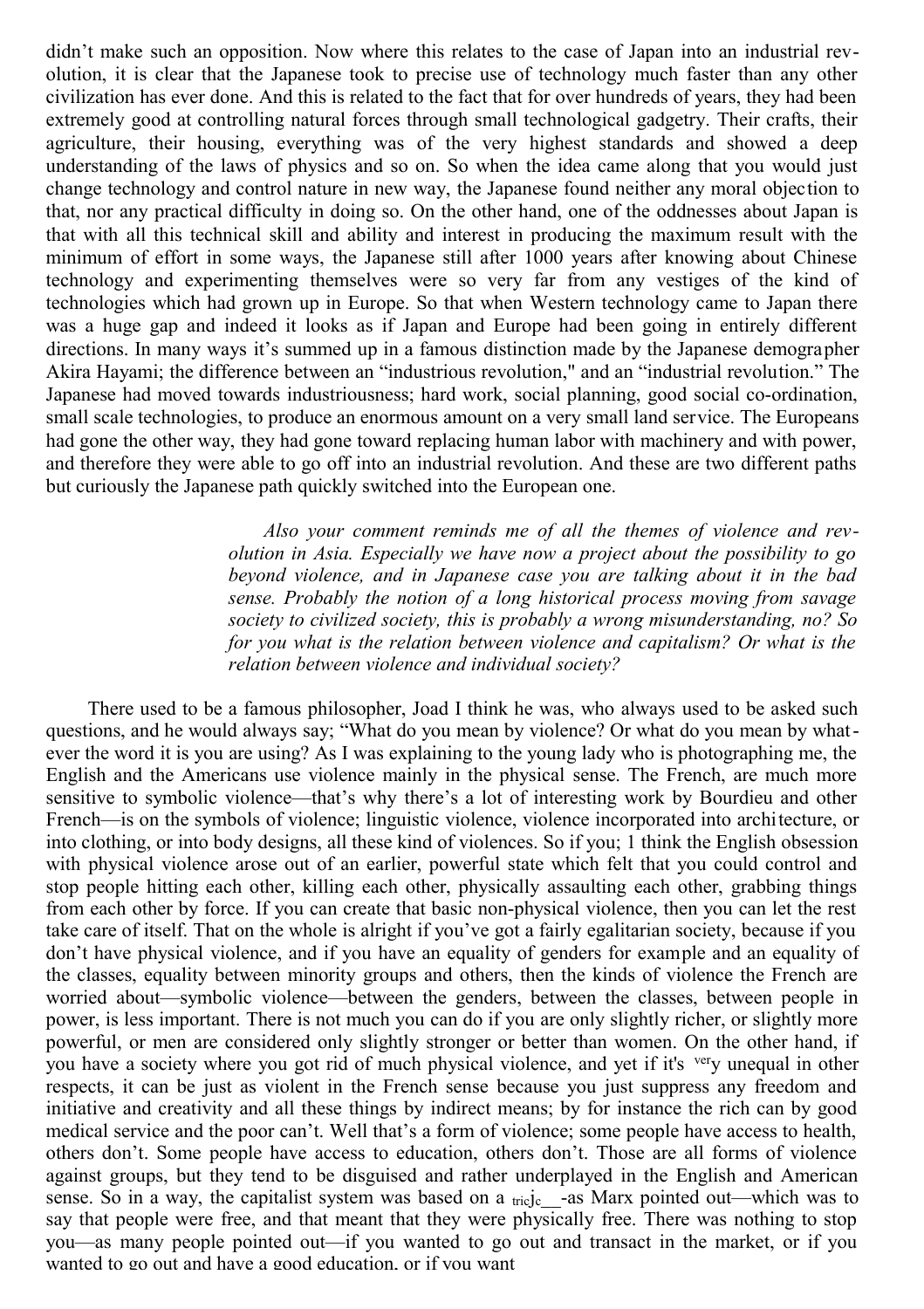didn't make such an opposition. Now where this relates to the case of Japan into an industrial revolution, it is clear that the Japanese took to precise use of technology much faster than any other civilization has ever done. And this is related to the fact that for over hundreds of years, they had been extremely good at controlling natural forces through small technological gadgetry. Their crafts, their agriculture, their housing, everything was of the very highest standards and showed a deep understanding of the laws of physics and so on. So when the idea came along that you would just change technology and control nature in new way, the Japanese found neither any moral objection to that, nor any practical difficulty in doing so. On the other hand, one of the oddnesses about Japan is that with all this technical skill and ability and interest in producing the maximum result with the minimum of effort in some ways, the Japanese still after 1000 years after knowing about Chinese technology and experimenting themselves were so very far from any vestiges of the kind of technologies which had grown up in Europe. So that when Western technology came to Japan there was a huge gap and indeed it looks as if Japan and Europe had been going in entirely different directions. In many ways it's summed up in a famous distinction made by the Japanese demographer Akira Hayami; the difference between an "industrious revolution," and an "industrial revolution." The Japanese had moved towards industriousness; hard work, social planning, good social co-ordination, small scale technologies, to produce an enormous amount on a very small land service. The Europeans had gone the other way, they had gone toward replacing human labor with machinery and with power, and therefore they were able to go off into an industrial revolution. And these are two different paths but curiously the Japanese path quickly switched into the European one.

> *Also your comment reminds me of all the themes of violence and revolution in Asia. Especially we have now a project about the possibility to go beyond violence, and in Japanese case you are talking about it in the bad sense. Probably the notion of a long historical process moving from savage society to civilized society, this is probably a wrong misunderstanding, no? So for you what is the relation between violence and capitalism? Or what is the relation between violence and individual society?*

There used to be a famous philosopher, Joad I think he was, who always used to be asked such questions, and he would always say; "What do you mean by violence? Or what do you mean by whatever the word it is you are using? As I was explaining to the young lady who is photographing me, the English and the Americans use violence mainly in the physical sense. The French, are much more sensitive to symbolic violence—that's why there's a lot of interesting work by Bourdieu and other French—is on the symbols of violence; linguistic violence, violence incorporated into architecture, or into clothing, or into body designs, all these kind of violences. So if you; 1 think the English obsession with physical violence arose out of an earlier, powerful state which felt that you could control and stop people hitting each other, killing each other, physically assaulting each other, grabbing things from each other by force. If you can create that basic non-physical violence, then you can let the rest take care of itself. That on the whole is alright if you've got a fairly egalitarian society, because if you don't have physical violence, and if you have an equality of genders for example and an equality of the classes, equality between minority groups and others, then the kinds of violence the French are worried about—symbolic violence—between the genders, between the classes, between people in power, is less important. There is not much you can do if you are only slightly richer, or slightly more powerful, or men are considered only slightly stronger or better than women. On the other hand, if you have a society where you got rid of much physical violence, and yet if it's very unequal in other respects, it can be just as violent in the French sense because you just suppress any freedom and initiative and creativity and all these things by indirect means; by for instance the rich can by good medical service and the poor can't. Well that's a form of violence; some people have access to health, others don't. Some people have access to education, others don't. Those are all forms of violence against groups, but they tend to be disguised and rather underplayed in the English and American sense. So in a way, the capitalist system was based on a tricJc__-as Marx pointed out—which was to say that people were free, and that meant that they were physically free. There was nothing to stop you—as many people pointed out—if you wanted to go out and transact in the market, or if you wanted to go out and have a good education, or if you want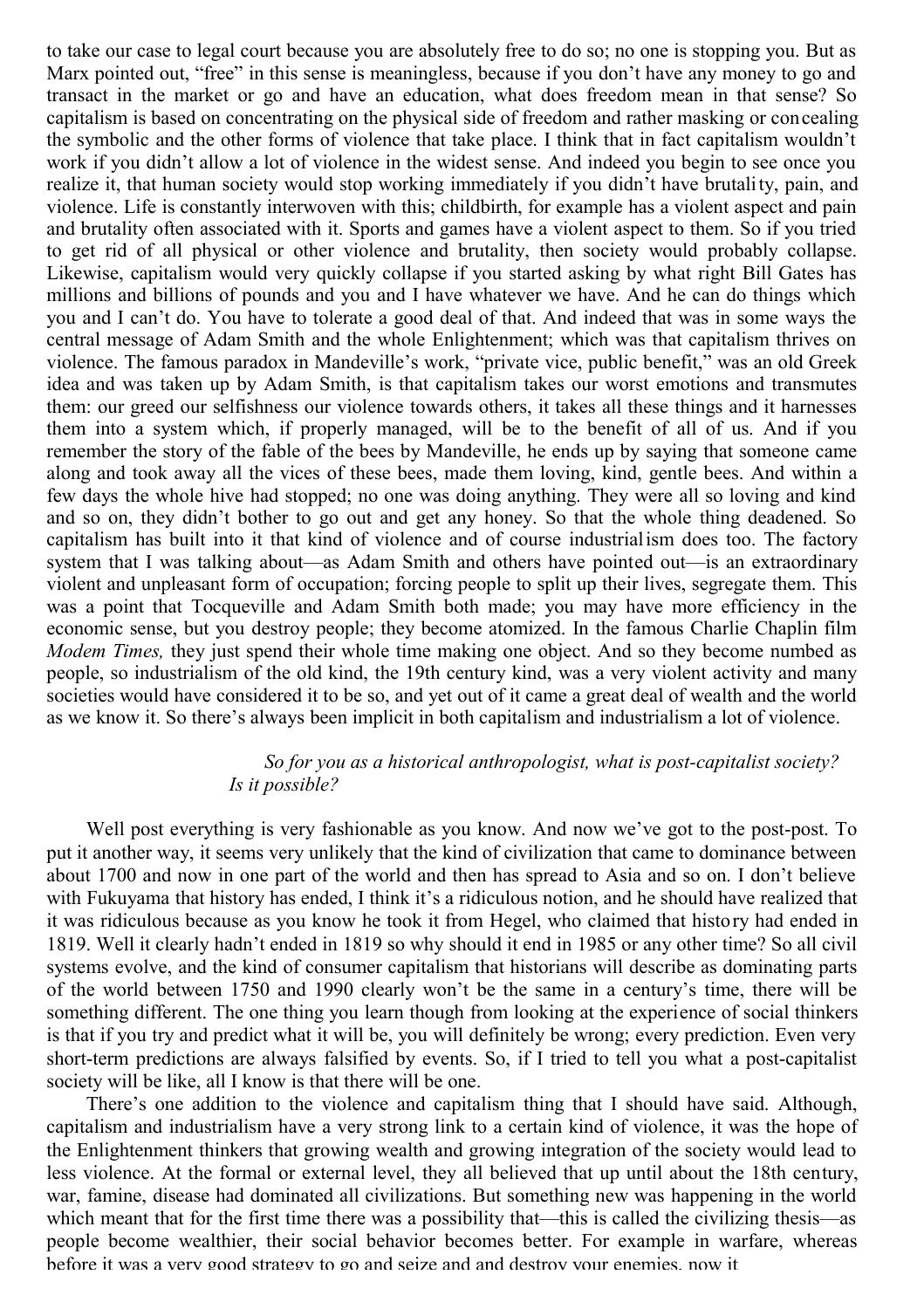to take our case to legal court because you are absolutely free to do so; no one is stopping you. But as Marx pointed out, "free" in this sense is meaningless, because if you don't have any money to go and transact in the market or go and have an education, what does freedom mean in that sense? So capitalism is based on concentrating on the physical side of freedom and rather masking or concealing the symbolic and the other forms of violence that take place. I think that in fact capitalism wouldn't work if you didn't allow a lot of violence in the widest sense. And indeed you begin to see once you realize it, that human society would stop working immediately if you didn't have brutality, pain, and violence. Life is constantly interwoven with this; childbirth, for example has a violent aspect and pain and brutality often associated with it. Sports and games have a violent aspect to them. So if you tried to get rid of all physical or other violence and brutality, then society would probably collapse. Likewise, capitalism would very quickly collapse if you started asking by what right Bill Gates has millions and billions of pounds and you and I have whatever we have. And he can do things which you and I can't do. You have to tolerate a good deal of that. And indeed that was in some ways the central message of Adam Smith and the whole Enlightenment; which was that capitalism thrives on violence. The famous paradox in Mandeville's work, "private vice, public benefit," was an old Greek idea and was taken up by Adam Smith, is that capitalism takes our worst emotions and transmutes them: our greed our selfishness our violence towards others, it takes all these things and it harnesses them into a system which, if properly managed, will be to the benefit of all of us. And if you remember the story of the fable of the bees by Mandeville, he ends up by saying that someone came along and took away all the vices of these bees, made them loving, kind, gentle bees. And within a few days the whole hive had stopped; no one was doing anything. They were all so loving and kind and so on, they didn't bother to go out and get any honey. So that the whole thing deadened. So capitalism has built into it that kind of violence and of course industrialism does too. The factory system that I was talking about—as Adam Smith and others have pointed out—is an extraordinary violent and unpleasant form of occupation; forcing people to split up their lives, segregate them. This was a point that Tocqueville and Adam Smith both made; you may have more efficiency in the economic sense, but you destroy people; they become atomized. In the famous Charlie Chaplin film *Modem Times,* they just spend their whole time making one object. And so they become numbed as people, so industrialism of the old kind, the 19th century kind, was a very violent activity and many societies would have considered it to be so, and yet out of it came a great deal of wealth and the world as we know it. So there's always been implicit in both capitalism and industrialism a lot of violence.

*So for you as a historical anthropologist, what is post-capitalist society? Is it possible?*

Well post everything is very fashionable as you know. And now we've got to the post-post. To put it another way, it seems very unlikely that the kind of civilization that came to dominance between about 1700 and now in one part of the world and then has spread to Asia and so on. I don't believe with Fukuyama that history has ended, I think it's a ridiculous notion, and he should have realized that it was ridiculous because as you know he took it from Hegel, who claimed that history had ended in 1819. Well it clearly hadn't ended in 1819 so why should it end in 1985 or any other time? So all civil systems evolve, and the kind of consumer capitalism that historians will describe as dominating parts of the world between 1750 and 1990 clearly won't be the same in a century's time, there will be something different. The one thing you learn though from looking at the experience of social thinkers is that if you try and predict what it will be, you will definitely be wrong; every prediction. Even very short-term predictions are always falsified by events. So, if I tried to tell you what a post-capitalist society will be like, all I know is that there will be one.

There's one addition to the violence and capitalism thing that I should have said. Although, capitalism and industrialism have a very strong link to a certain kind of violence, it was the hope of the Enlightenment thinkers that growing wealth and growing integration of the society would lead to less violence. At the formal or external level, they all believed that up until about the 18th century, war, famine, disease had dominated all civilizations. But something new was happening in the world which meant that for the first time there was a possibility that—this is called the civilizing thesis—as people become wealthier, their social behavior becomes better. For example in warfare, whereas before it was a very good strategy to go and seize and and destroy your enemies, now it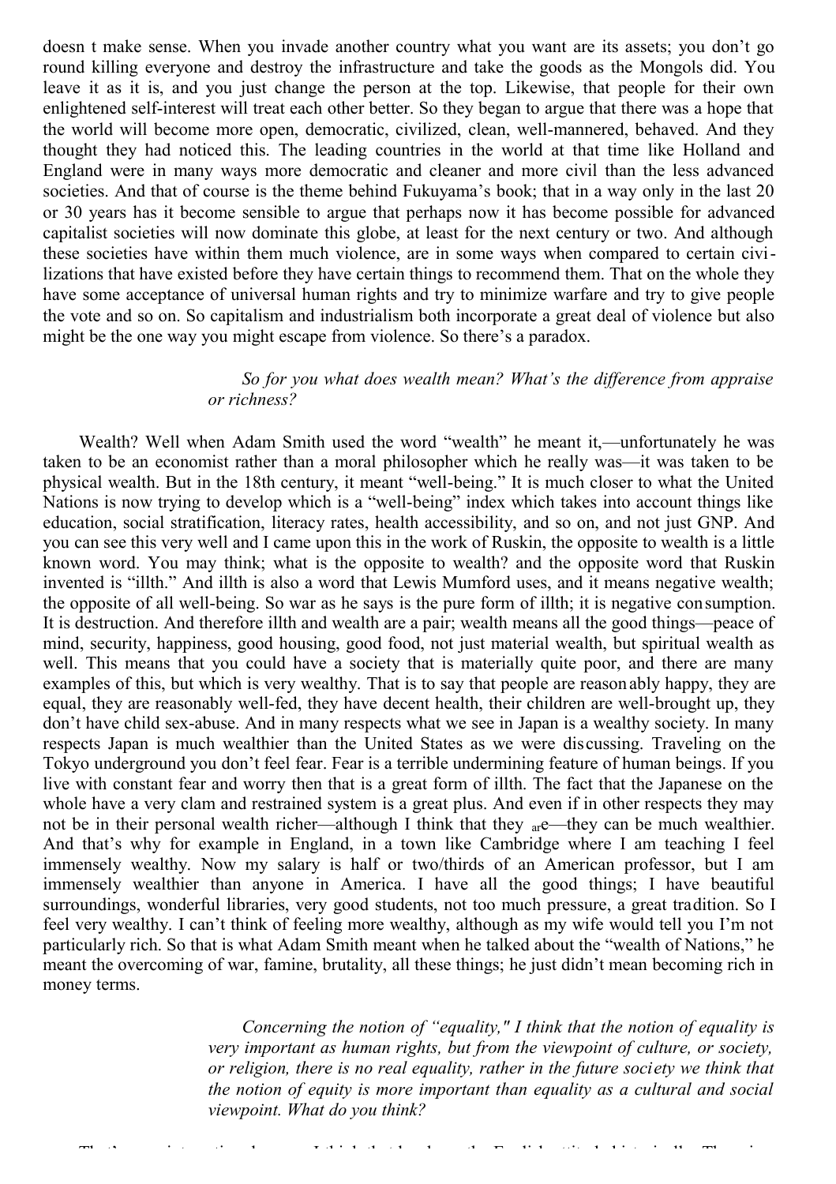doesn t make sense. When you invade another country what you want are its assets; you don't go round killing everyone and destroy the infrastructure and take the goods as the Mongols did. You leave it as it is, and you just change the person at the top. Likewise, that people for their own enlightened self-interest will treat each other better. So they began to argue that there was a hope that the world will become more open, democratic, civilized, clean, well-mannered, behaved. And they thought they had noticed this. The leading countries in the world at that time like Holland and England were in many ways more democratic and cleaner and more civil than the less advanced societies. And that of course is the theme behind Fukuyama's book; that in a way only in the last 20 or 30 years has it become sensible to argue that perhaps now it has become possible for advanced capitalist societies will now dominate this globe, at least for the next century or two. And although these societies have within them much violence, are in some ways when compared to certain civilizations that have existed before they have certain things to recommend them. That on the whole they have some acceptance of universal human rights and try to minimize warfare and try to give people the vote and so on. So capitalism and industrialism both incorporate a great deal of violence but also might be the one way you might escape from violence. So there's a paradox.

*So for you what does wealth mean? What's the difference from appraise or richness?*

Wealth? Well when Adam Smith used the word "wealth" he meant it,—unfortunately he was taken to be an economist rather than a moral philosopher which he really was—it was taken to be physical wealth. But in the 18th century, it meant "well-being." It is much closer to what the United Nations is now trying to develop which is a "well-being" index which takes into account things like education, social stratification, literacy rates, health accessibility, and so on, and not just GNP. And you can see this very well and I came upon this in the work of Ruskin, the opposite to wealth is a little known word. You may think; what is the opposite to wealth? and the opposite word that Ruskin invented is "illth." And illth is also a word that Lewis Mumford uses, and it means negative wealth; the opposite of all well-being. So war as he says is the pure form of illth; it is negative consumption. It is destruction. And therefore illth and wealth are a pair; wealth means all the good things—peace of mind, security, happiness, good housing, good food, not just material wealth, but spiritual wealth as well. This means that you could have a society that is materially quite poor, and there are many examples of this, but which is very wealthy. That is to say that people are reasonably happy, they are equal, they are reasonably well-fed, they have decent health, their children are well-brought up, they don't have child sex-abuse. And in many respects what we see in Japan is a wealthy society. In many respects Japan is much wealthier than the United States as we were discussing. Traveling on the Tokyo underground you don't feel fear. Fear is a terrible undermining feature of human beings. If you live with constant fear and worry then that is a great form of illth. The fact that the Japanese on the whole have a very clam and restrained system is a great plus. And even if in other respects they may not be in their personal wealth richer—although I think that they are—they can be much wealthier. And that's why for example in England, in a town like Cambridge where I am teaching I feel immensely wealthy. Now my salary is half or two/thirds of an American professor, but I am immensely wealthier than anyone in America. I have all the good things; I have beautiful surroundings, wonderful libraries, very good students, not too much pressure, a great tradition. So I feel very wealthy. I can't think of feeling more wealthy, although as my wife would tell you I'm not particularly rich. So that is what Adam Smith meant when he talked about the "wealth of Nations," he meant the overcoming of war, famine, brutality, all these things; he just didn't mean becoming rich in money terms.

*Concerning the notion of "equality," I think that the notion of equality is very important as human rights, but from the viewpoint of culture, or society, or religion, there is no real equality, rather in the future society we think that the notion of equity is more important than equality as a cultural and social viewpoint. What do you think?*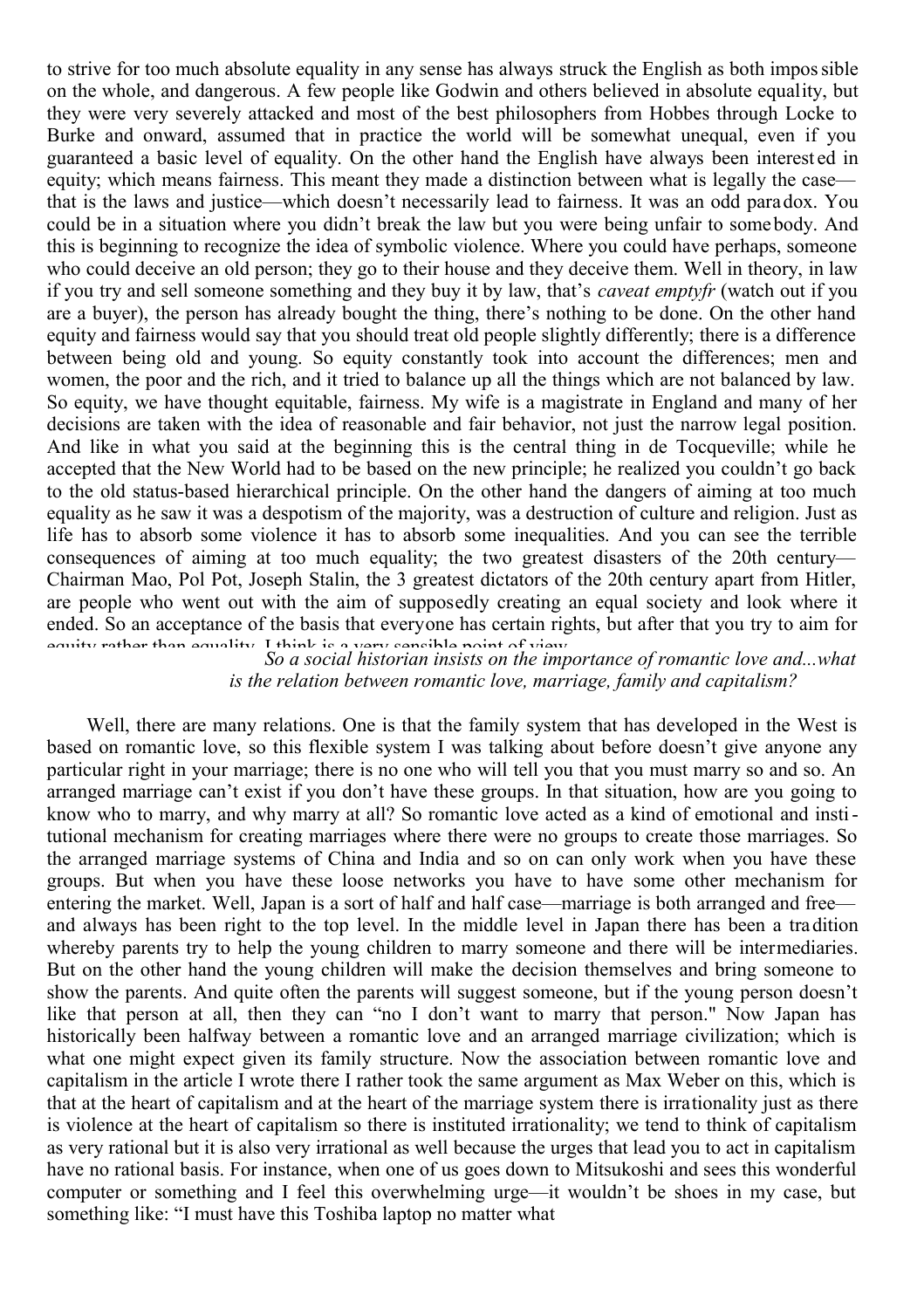to strive for too much absolute equality in any sense has always struck the English as both impossible on the whole, and dangerous. A few people like Godwin and others believed in absolute equality, but they were very severely attacked and most of the best philosophers from Hobbes through Locke to Burke and onward, assumed that in practice the world will be somewhat unequal, even if you guaranteed a basic level of equality. On the other hand the English have always been interested in equity; which means fairness. This meant they made a distinction between what is legally the case—that is the laws and justice—which doesn't necessarily lead to fairness. It was an odd paradox. You could be in a situation where you didn't break the law but you were being unfair to somebody. And this is beginning to recognize the idea of symbolic violence. Where you could have perhaps, someone who could deceive an old person; they go to their house and they deceive them. Well in theory, in law if you try and sell someone something and they buy it by law, that's *caveat emptyfr* (watch out if you are a buyer), the person has already bought the thing, there's nothing to be done. On the other hand equity and fairness would say that you should treat old people slightly differently; there is a difference between being old and young. So equity constantly took into account the differences; men and women, the poor and the rich, and it tried to balance up all the things which are not balanced by law. So equity, we have thought equitable, fairness. My wife is a magistrate in England and many of her decisions are taken with the idea of reasonable and fair behavior, not just the narrow legal position. And like in what you said at the beginning this is the central thing in de Tocqueville; while he accepted that the New World had to be based on the new principle; he realized you couldn't go back to the old status-based hierarchical principle. On the other hand the dangers of aiming at too much equality as he saw it was a despotism of the majority, was a destruction of culture and religion. Just as life has to absorb some violence it has to absorb some inequalities. And you can see the terrible consequences of aiming at too much equality; the two greatest disasters of the 20th century—Chairman Mao, Pol Pot, Joseph Stalin, the 3 greatest dictators of the 20th century apart from Hitler, are people who went out with the aim of supposedly creating an equal society and look where it ended. So an acceptance of the basis that everyone has certain rights, but after that you try to aim for equity rather than equality. I think is a very sensible point of view.

*So a social historian insists on the importance of romantic love and...what is the relation between romantic love, marriage, family and capitalism?*

Well, there are many relations. One is that the family system that has developed in the West is based on romantic love, so this flexible system I was talking about before doesn't give anyone any particular right in your marriage; there is no one who will tell you that you must marry so and so. An arranged marriage can't exist if you don't have these groups. In that situation, how are you going to know who to marry, and why marry at all? So romantic love acted as a kind of emotional and institutional mechanism for creating marriages where there were no groups to create those marriages. So the arranged marriage systems of China and India and so on can only work when you have these groups. But when you have these loose networks you have to have some other mechanism for entering the market. Well, Japan is a sort of half and half case—marriage is both arranged and free—and always has been right to the top level. In the middle level in Japan there has been a tradition whereby parents try to help the young children to marry someone and there will be intermediaries. But on the other hand the young children will make the decision themselves and bring someone to show the parents. And quite often the parents will suggest someone, but if the young person doesn't like that person at all, then they can "no I don't want to marry that person." Now Japan has historically been halfway between a romantic love and an arranged marriage civilization; which is what one might expect given its family structure. Now the association between romantic love and capitalism in the article I wrote there I rather took the same argument as Max Weber on this, which is that at the heart of capitalism and at the heart of the marriage system there is irrationality just as there is violence at the heart of capitalism so there is instituted irrationality; we tend to think of capitalism as very rational but it is also very irrational as well because the urges that lead you to act in capitalism have no rational basis. For instance, when one of us goes down to Mitsukoshi and sees this wonderful computer or something and I feel this overwhelming urge—it wouldn't be shoes in my case, but something like: "I must have this Toshiba laptop no matter what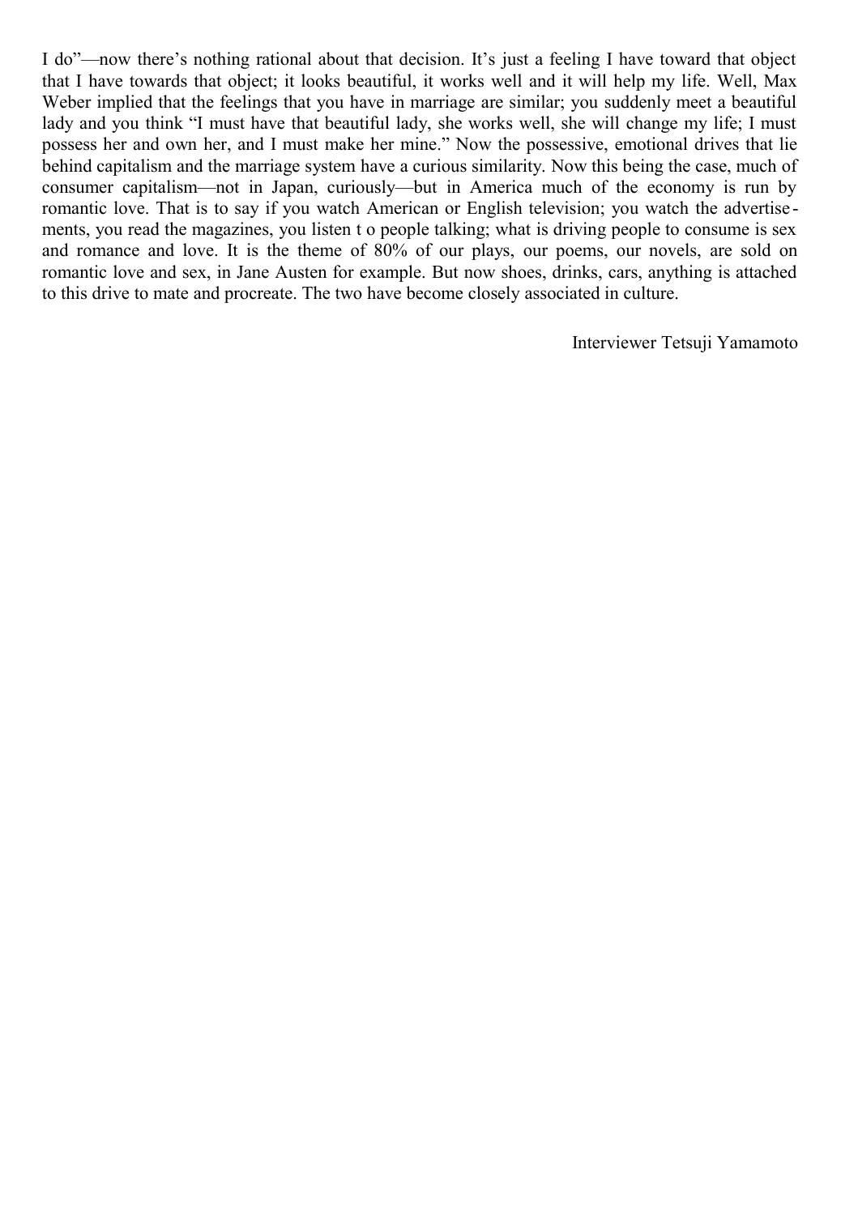I do"—now there's nothing rational about that decision. It's just a feeling I have toward that object that I have towards that object; it looks beautiful, it works well and it will help my life. Well, Max Weber implied that the feelings that you have in marriage are similar; you suddenly meet a beautiful lady and you think "I must have that beautiful lady, she works well, she will change my life; I must possess her and own her, and I must make her mine." Now the possessive, emotional drives that lie behind capitalism and the marriage system have a curious similarity. Now this being the case, much of consumer capitalism—not in Japan, curiously—but in America much of the economy is run by romantic love. That is to say if you watch American or English television; you watch the advertisements, you read the magazines, you listen t o people talking; what is driving people to consume is sex and romance and love. It is the theme of 80% of our plays, our poems, our novels, are sold on romantic love and sex, in Jane Austen for example. But now shoes, drinks, cars, anything is attached to this drive to mate and procreate. The two have become closely associated in culture.

Interviewer Tetsuji Yamamoto